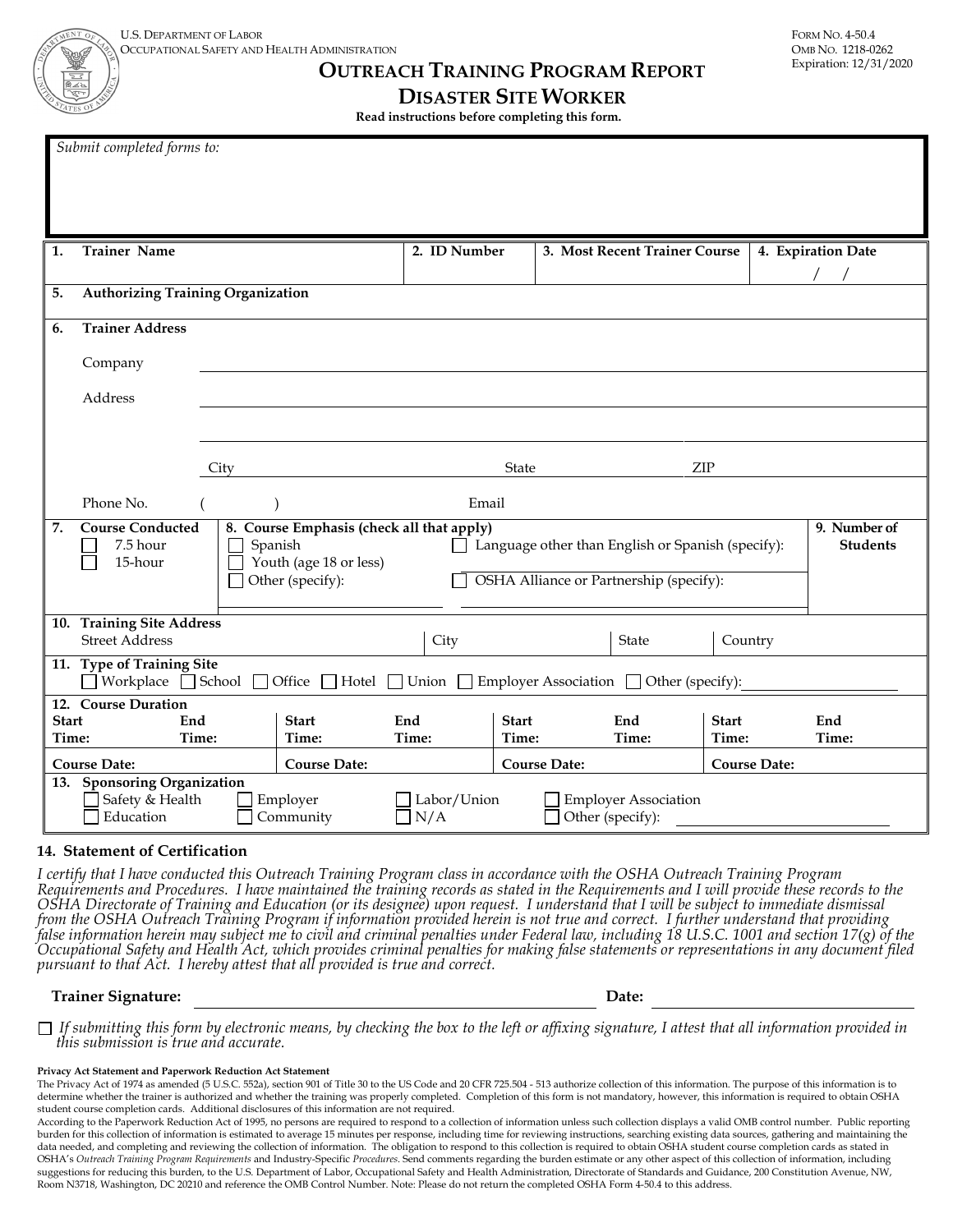U.S. Department of Labor
Occupational Safety and Health Administration

Form No. 4-50.4
OMB No. 1218-0262
Expiration: 12/31/2020

# Outreach Training Program Report
# Disaster Site Worker

**Read instructions before completing this form.**

*Submit completed forms to:*

| | | | |
|---|---|---|---|
| **1. Trainer Name** | **2. ID Number** | **3. Most Recent Trainer Course** | **4. Expiration Date** / / |

**5. Authorizing Training Organization**

**6. Trainer Address**

Company

Address

City State ZIP

Phone No. ( ) Email

**7. Course Conducted**
- ☐ 7.5 hour
- ☐ 15-hour

**8. Course Emphasis (check all that apply)**
- ☐ Spanish
- ☐ Youth (age 18 or less)
- ☐ Other (specify):
- ☐ Language other than English or Spanish (specify):
- ☐ OSHA Alliance or Partnership (specify):

**9. Number of Students**

**10. Training Site Address**

Street Address City State Country

**11. Type of Training Site**

☐ Workplace ☐ School ☐ Office ☐ Hotel ☐ Union ☐ Employer Association ☐ Other (specify):

**12. Course Duration**

| | | | | | | | |
|---|---|---|---|---|---|---|---|
| **Start Time:** | **End Time:** | **Start Time:** | **End Time:** | **Start Time:** | **End Time:** | **Start Time:** | **End Time:** |
| **Course Date:** | | **Course Date:** | | **Course Date:** | | **Course Date:** | |

**13. Sponsoring Organization**

☐ Safety & Health Education ☐ Employer ☐ Community ☐ Labor/Union ☐ N/A ☐ Employer Association ☐ Other (specify):

## 14. Statement of Certification

*I certify that I have conducted this Outreach Training Program class in accordance with the OSHA Outreach Training Program Requirements and Procedures. I have maintained the training records as stated in the Requirements and I will provide these records to the OSHA Directorate of Training and Education (or its designee) upon request. I understand that I will be subject to immediate dismissal from the OSHA Outreach Training Program if information provided herein is not true and correct. I further understand that providing false information herein may subject me to civil and criminal penalties under Federal law, including 18 U.S.C. 1001 and section 17(g) of the Occupational Safety and Health Act, which provides criminal penalties for making false statements or representations in any document filed pursuant to that Act. I hereby attest that all provided is true and correct.*

**Trainer Signature:** **Date:**

☐ *If submitting this form by electronic means, by checking the box to the left or affixing signature, I attest that all information provided in this submission is true and accurate.*

**Privacy Act Statement and Paperwork Reduction Act Statement**

The Privacy Act of 1974 as amended (5 U.S.C. 552a), section 901 of Title 30 to the US Code and 20 CFR 725.504 - 513 authorize collection of this information. The purpose of this information is to determine whether the trainer is authorized and whether the training was properly completed. Completion of this form is not mandatory, however, this information is required to obtain OSHA student course completion cards. Additional disclosures of this information are not required.

According to the Paperwork Reduction Act of 1995, no persons are required to respond to a collection of information unless such collection displays a valid OMB control number. Public reporting burden for this collection of information is estimated to average 15 minutes per response, including time for reviewing instructions, searching existing data sources, gathering and maintaining the data needed, and completing and reviewing the collection of information. The obligation to respond to this collection is required to obtain OSHA student course completion cards as stated in OSHA's *Outreach Training Program Requirements* and Industry-Specific *Procedures*. Send comments regarding the burden estimate or any other aspect of this collection of information, including suggestions for reducing this burden, to the U.S. Department of Labor, Occupational Safety and Health Administration, Directorate of Standards and Guidance, 200 Constitution Avenue, NW, Room N3718, Washington, DC 20210 and reference the OMB Control Number. Note: Please do not return the completed OSHA Form 4-50.4 to this address.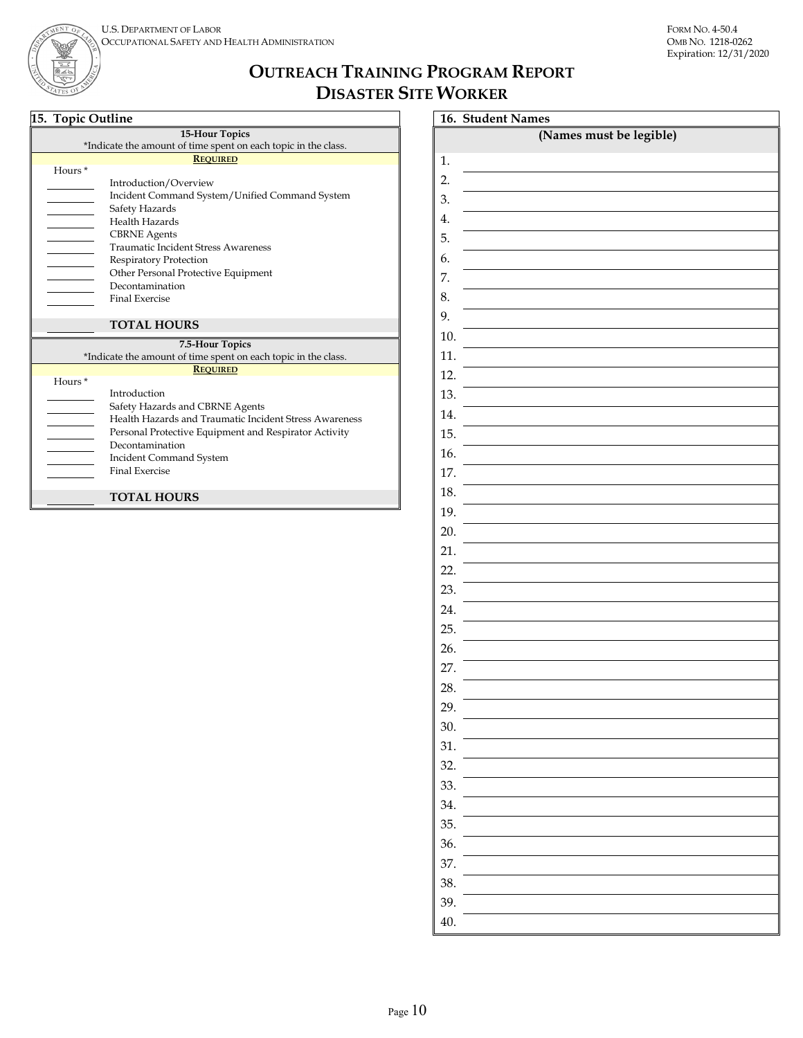U.S. DEPARTMENT OF LABOR
OCCUPATIONAL SAFETY AND HEALTH ADMINISTRATION

FORM NO. 4-50.4
OMB NO. 1218-0262
Expiration: 12/31/2020

# OUTREACH TRAINING PROGRAM REPORT
# DISASTER SITE WORKER

## 15. Topic Outline

**15-Hour Topics**

*Indicate the amount of time spent on each topic in the class.

**REQUIRED**

| Hours * | |
|---|---|
| ______ | Introduction/Overview |
| ______ | Incident Command System/Unified Command System |
| ______ | Safety Hazards |
| ______ | Health Hazards |
| ______ | CBRNE Agents |
| ______ | Traumatic Incident Stress Awareness |
| ______ | Respiratory Protection |
| ______ | Other Personal Protective Equipment |
| ______ | Decontamination |
| ______ | Final Exercise |
| ______ | **TOTAL HOURS** |

**7.5-Hour Topics**

*Indicate the amount of time spent on each topic in the class.

**REQUIRED**

| Hours * | |
|---|---|
| ______ | Introduction |
| ______ | Safety Hazards and CBRNE Agents |
| ______ | Health Hazards and Traumatic Incident Stress Awareness |
| ______ | Personal Protective Equipment and Respirator Activity |
| ______ | Decontamination |
| ______ | Incident Command System |
| ______ | Final Exercise |
| ______ | **TOTAL HOURS** |

## 16. Student Names

**(Names must be legible)**

1. ______
2. ______
3. ______
4. ______
5. ______
6. ______
7. ______
8. ______
9. ______
10. ______
11. ______
12. ______
13. ______
14. ______
15. ______
16. ______
17. ______
18. ______
19. ______
20. ______
21. ______
22. ______
23. ______
24. ______
25. ______
26. ______
27. ______
28. ______
29. ______
30. ______
31. ______
32. ______
33. ______
34. ______
35. ______
36. ______
37. ______
38. ______
39. ______
40. ______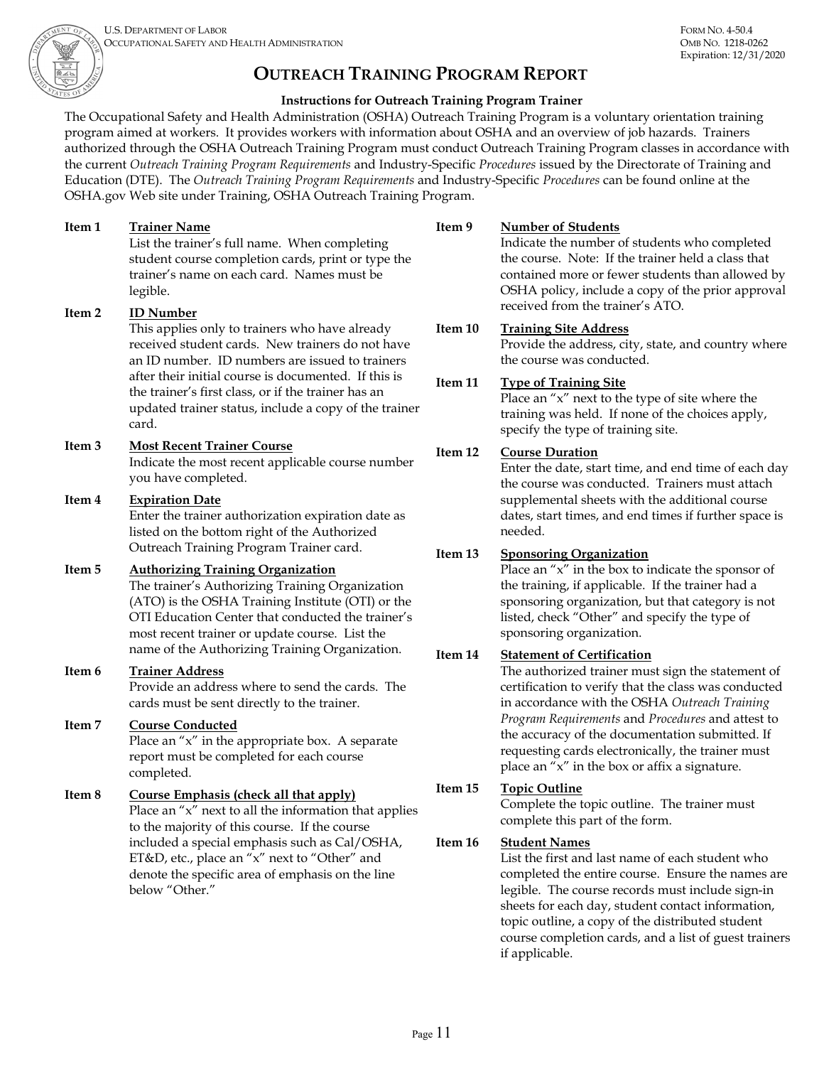U.S. DEPARTMENT OF LABOR
OCCUPATIONAL SAFETY AND HEALTH ADMINISTRATION

FORM NO. 4-50.4
OMB NO. 1218-0262
Expiration: 12/31/2020

# OUTREACH TRAINING PROGRAM REPORT

### Instructions for Outreach Training Program Trainer

The Occupational Safety and Health Administration (OSHA) Outreach Training Program is a voluntary orientation training program aimed at workers. It provides workers with information about OSHA and an overview of job hazards. Trainers authorized through the OSHA Outreach Training Program must conduct Outreach Training Program classes in accordance with the current *Outreach Training Program Requirements* and Industry-Specific *Procedures* issued by the Directorate of Training and Education (DTE). The *Outreach Training Program Requirements* and Industry-Specific *Procedures* can be found online at the OSHA.gov Web site under Training, OSHA Outreach Training Program.

**Item 1** **Trainer Name**
List the trainer's full name. When completing student course completion cards, print or type the trainer's name on each card. Names must be legible.

**Item 2** **ID Number**
This applies only to trainers who have already received student cards. New trainers do not have an ID number. ID numbers are issued to trainers after their initial course is documented. If this is the trainer's first class, or if the trainer has an updated trainer status, include a copy of the trainer card.

**Item 3** **Most Recent Trainer Course**
Indicate the most recent applicable course number you have completed.

**Item 4** **Expiration Date**
Enter the trainer authorization expiration date as listed on the bottom right of the Authorized Outreach Training Program Trainer card.

**Item 5** **Authorizing Training Organization**
The trainer's Authorizing Training Organization (ATO) is the OSHA Training Institute (OTI) or the OTI Education Center that conducted the trainer's most recent trainer or update course. List the name of the Authorizing Training Organization.

**Item 6** **Trainer Address**
Provide an address where to send the cards. The cards must be sent directly to the trainer.

**Item 7** **Course Conducted**
Place an "x" in the appropriate box. A separate report must be completed for each course completed.

**Item 8** **Course Emphasis (check all that apply)**
Place an "x" next to all the information that applies to the majority of this course. If the course included a special emphasis such as Cal/OSHA, ET&D, etc., place an "x" next to "Other" and denote the specific area of emphasis on the line below "Other."

**Item 9** **Number of Students**
Indicate the number of students who completed the course. Note: If the trainer held a class that contained more or fewer students than allowed by OSHA policy, include a copy of the prior approval received from the trainer's ATO.

**Item 10** **Training Site Address**
Provide the address, city, state, and country where the course was conducted.

**Item 11** **Type of Training Site**
Place an "x" next to the type of site where the training was held. If none of the choices apply, specify the type of training site.

**Item 12** **Course Duration**
Enter the date, start time, and end time of each day the course was conducted. Trainers must attach supplemental sheets with the additional course dates, start times, and end times if further space is needed.

**Item 13** **Sponsoring Organization**
Place an "x" in the box to indicate the sponsor of the training, if applicable. If the trainer had a sponsoring organization, but that category is not listed, check "Other" and specify the type of sponsoring organization.

**Item 14** **Statement of Certification**
The authorized trainer must sign the statement of certification to verify that the class was conducted in accordance with the OSHA *Outreach Training Program Requirements* and *Procedures* and attest to the accuracy of the documentation submitted. If requesting cards electronically, the trainer must place an "x" in the box or affix a signature.

**Item 15** **Topic Outline**
Complete the topic outline. The trainer must complete this part of the form.

**Item 16** **Student Names**
List the first and last name of each student who completed the entire course. Ensure the names are legible. The course records must include sign-in sheets for each day, student contact information, topic outline, a copy of the distributed student course completion cards, and a list of guest trainers if applicable.